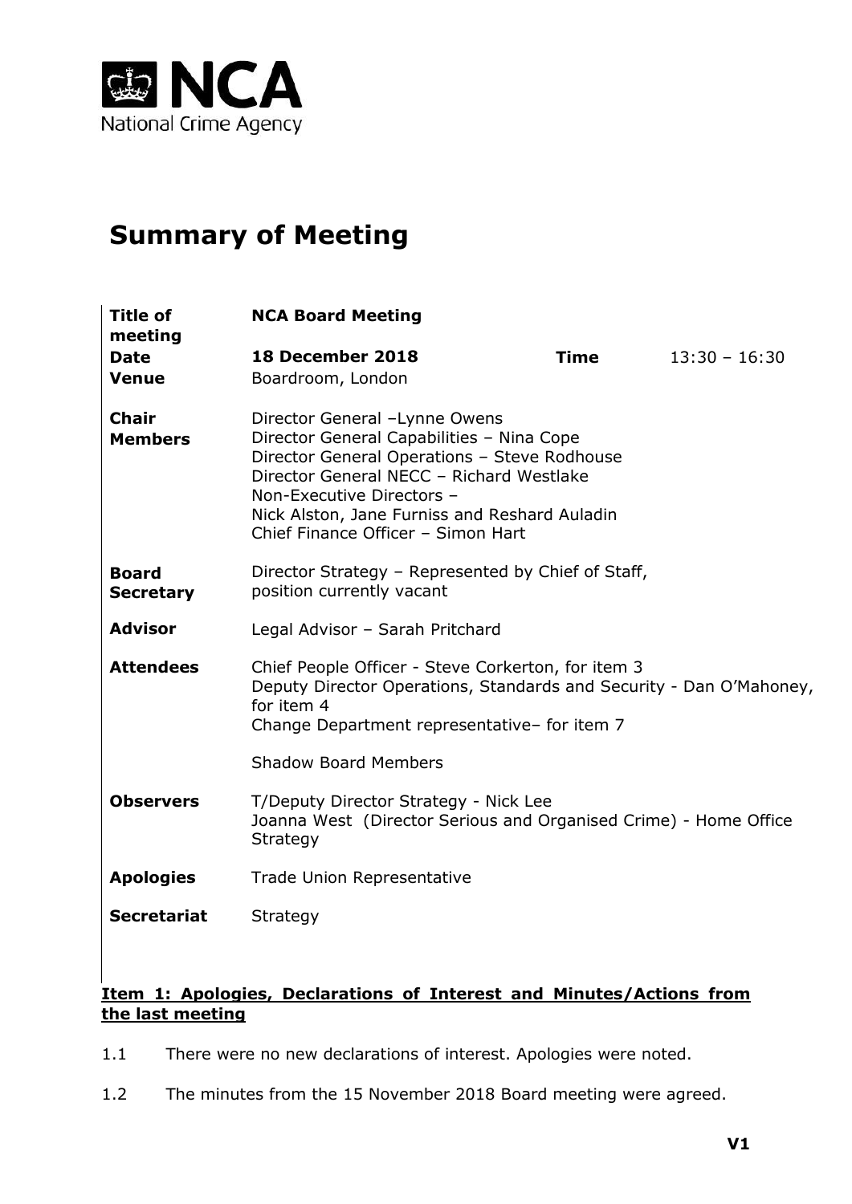NCA
National Crime Agency

# Summary of Meeting

| | | | |
|---|---|---|---|
| **Title of meeting** | **NCA Board Meeting** | | |
| **Date** | **18 December 2018** | **Time** | 13:30 – 16:30 |
| **Venue** | Boardroom, London | | |
| **Chair** | Director General –Lynne Owens | | |
| **Members** | Director General Capabilities – Nina Cope<br>Director General Operations – Steve Rodhouse<br>Director General NECC – Richard Westlake<br>Non-Executive Directors –<br>Nick Alston, Jane Furniss and Reshard Auladin<br>Chief Finance Officer – Simon Hart | | |
| **Board Secretary** | Director Strategy – Represented by Chief of Staff, position currently vacant | | |
| **Advisor** | Legal Advisor – Sarah Pritchard | | |
| **Attendees** | Chief People Officer - Steve Corkerton, for item 3<br>Deputy Director Operations, Standards and Security - Dan O'Mahoney, for item 4<br>Change Department representative– for item 7<br><br>Shadow Board Members | | |
| **Observers** | T/Deputy Director Strategy - Nick Lee<br>Joanna West (Director Serious and Organised Crime) - Home Office Strategy | | |
| **Apologies** | Trade Union Representative | | |
| **Secretariat** | Strategy | | |

**Item 1: Apologies, Declarations of Interest and Minutes/Actions from the last meeting**

1.1 There were no new declarations of interest. Apologies were noted.

1.2 The minutes from the 15 November 2018 Board meeting were agreed.

V1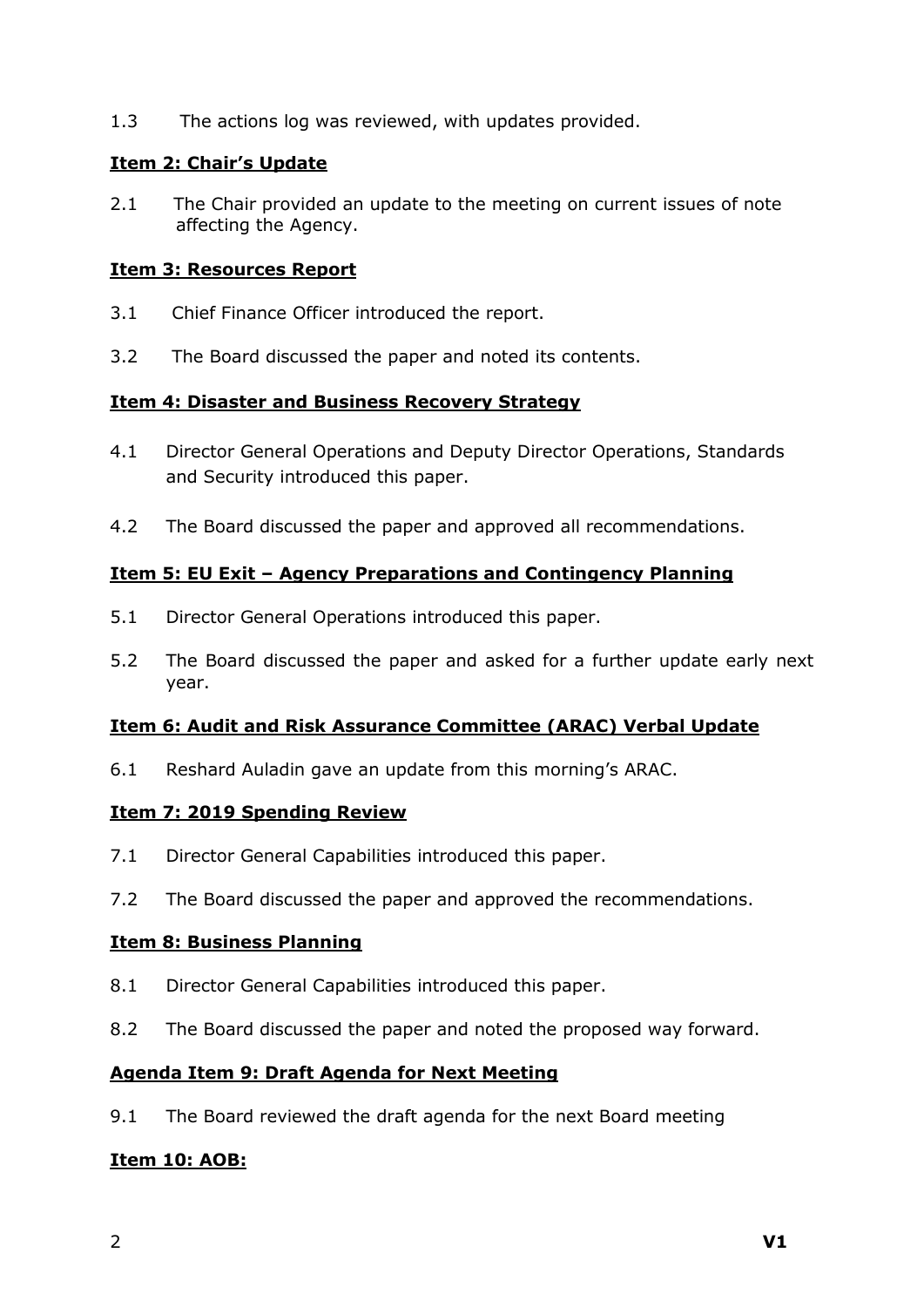1.3 The actions log was reviewed, with updates provided.

**Item 2: Chair's Update**

2.1 The Chair provided an update to the meeting on current issues of note affecting the Agency.

**Item 3: Resources Report**

3.1 Chief Finance Officer introduced the report.

3.2 The Board discussed the paper and noted its contents.

**Item 4: Disaster and Business Recovery Strategy**

4.1 Director General Operations and Deputy Director Operations, Standards and Security introduced this paper.

4.2 The Board discussed the paper and approved all recommendations.

**Item 5: EU Exit – Agency Preparations and Contingency Planning**

5.1 Director General Operations introduced this paper.

5.2 The Board discussed the paper and asked for a further update early next year.

**Item 6: Audit and Risk Assurance Committee (ARAC) Verbal Update**

6.1 Reshard Auladin gave an update from this morning's ARAC.

**Item 7: 2019 Spending Review**

7.1 Director General Capabilities introduced this paper.

7.2 The Board discussed the paper and approved the recommendations.

**Item 8: Business Planning**

8.1 Director General Capabilities introduced this paper.

8.2 The Board discussed the paper and noted the proposed way forward.

**Agenda Item 9: Draft Agenda for Next Meeting**

9.1 The Board reviewed the draft agenda for the next Board meeting

**Item 10: AOB:**

**V1**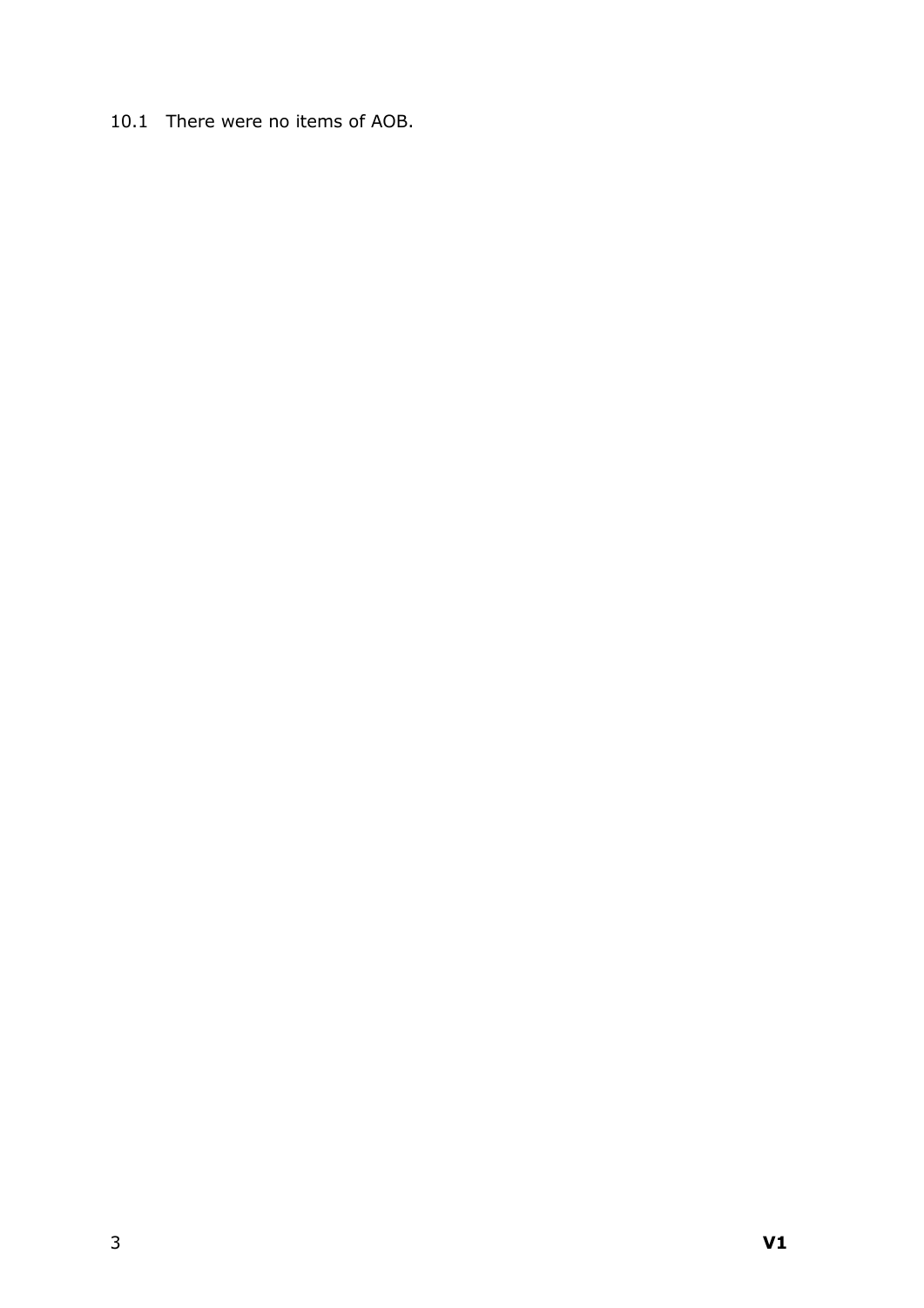10.1 There were no items of AOB.